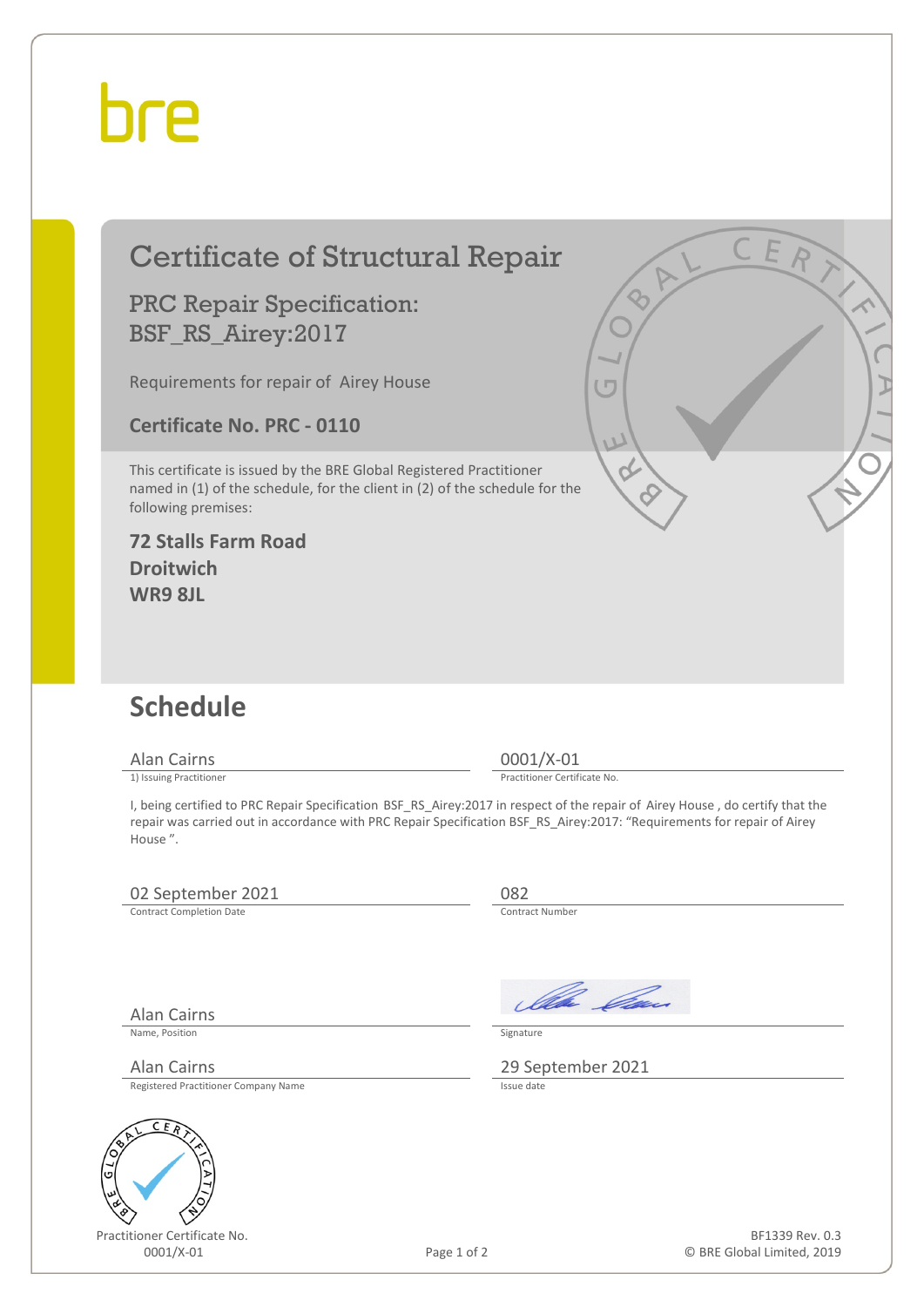bre

# Certificate of Structural Repair

## PRC Repair Specification: BSF_RS_Airey:2017

Requirements for repair of Airey House

**Certificate No. PRC - 0110**

This certificate is issued by the BRE Global Registered Practitioner named in (1) of the schedule, for the client in (2) of the schedule for the following premises:

**72 Stalls Farm Road**
**Droitwich**
**WR9 8JL**

## Schedule

| | |
|---|---|
| Alan Cairns | 0001/X-01 |
| 1) Issuing Practitioner | Practitioner Certificate No. |

I, being certified to PRC Repair Specification BSF_RS_Airey:2017 in respect of the repair of Airey House , do certify that the repair was carried out in accordance with PRC Repair Specification BSF_RS_Airey:2017: "Requirements for repair of Airey House ".

| | |
|---|---|
| 02 September 2021 | 082 |
| Contract Completion Date | Contract Number |
| Alan Cairns | |
| Name, Position | Signature |
| Alan Cairns | 29 September 2021 |
| Registered Practitioner Company Name | Issue date |

Practitioner Certificate No.
0001/X-01

BF1339 Rev. 0.3
© BRE Global Limited, 2019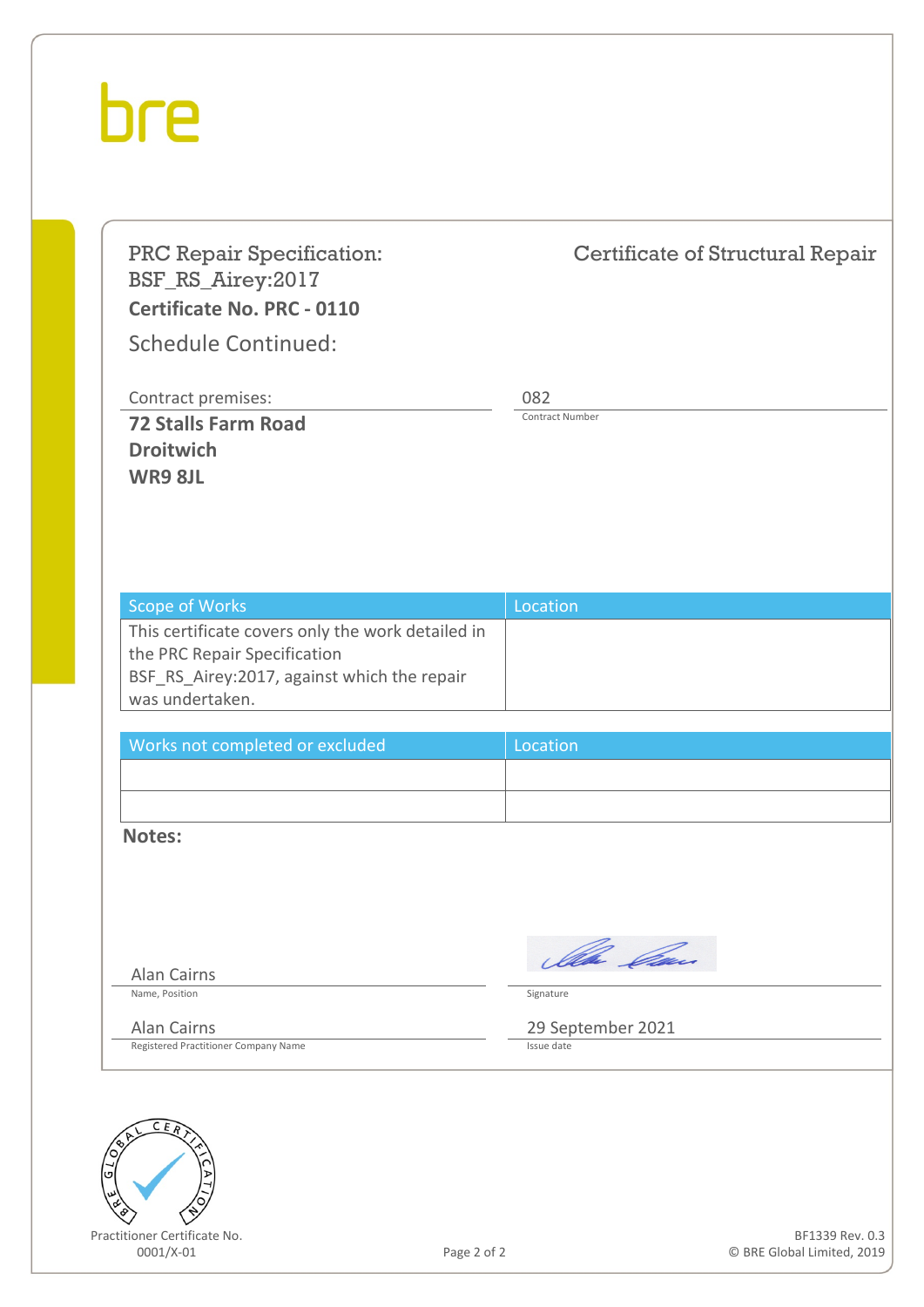bre

PRC Repair Specification:
BSF_RS_Airey:2017

Certificate of Structural Repair

**Certificate No. PRC - 0110**

## Schedule Continued:

Contract premises:

**72 Stalls Farm Road**
**Droitwich**
**WR9 8JL**

082
Contract Number

| Scope of Works | Location |
|---|---|
| This certificate covers only the work detailed in the PRC Repair Specification BSF_RS_Airey:2017, against which the repair was undertaken. | |

| Works not completed or excluded | Location |
|---|---|
| | |
| | |

**Notes:**

Alan Cairns
Name, Position

Signature

Alan Cairns
Registered Practitioner Company Name

29 September 2021
Issue date

Practitioner Certificate No.
0001/X-01

BF1339 Rev. 0.3
© BRE Global Limited, 2019